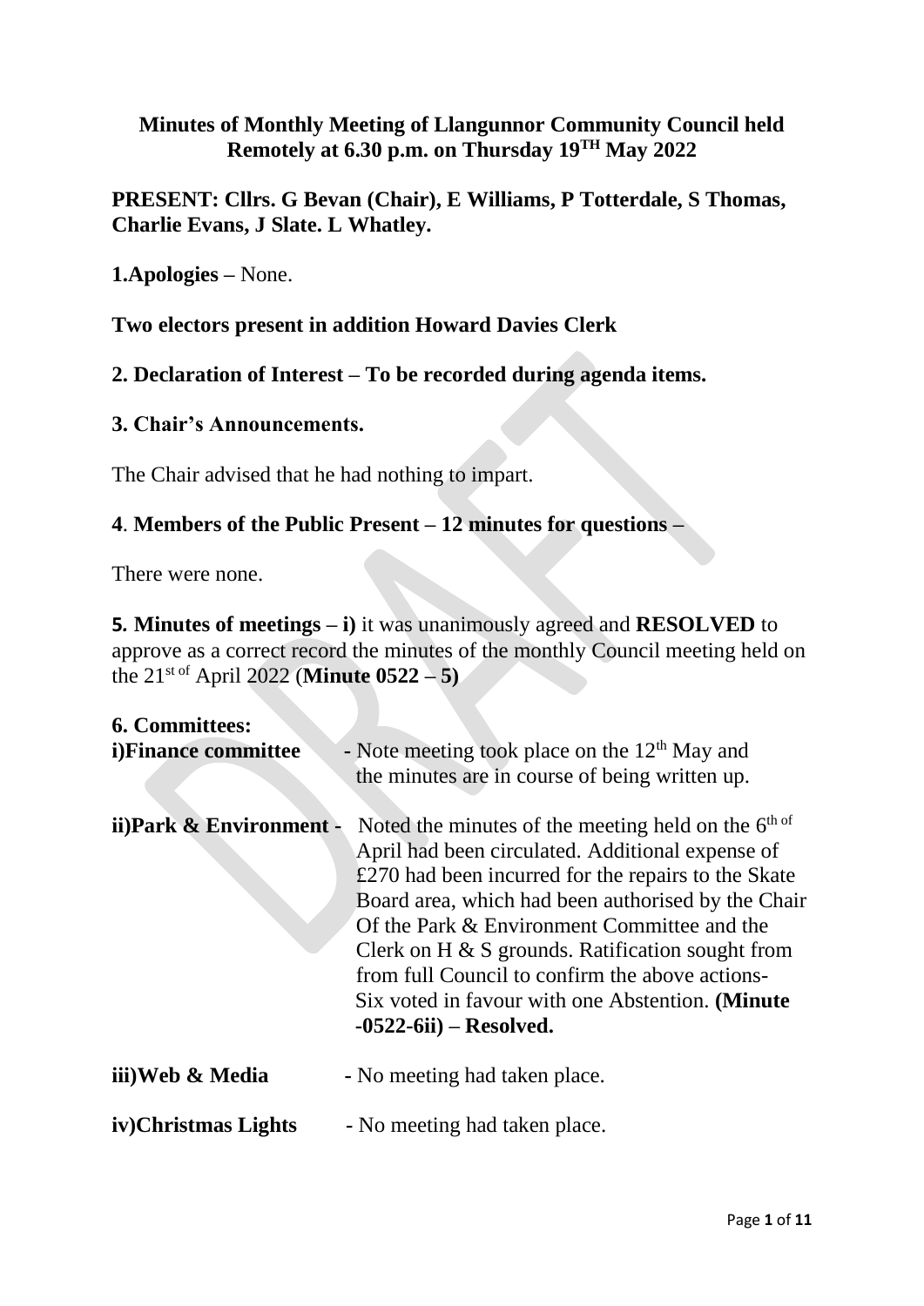**Minutes of Monthly Meeting of Llangunnor Community Council held Remotely at 6.30 p.m. on Thursday 19TH May 2022**

**PRESENT: Cllrs. G Bevan (Chair), E Williams, P Totterdale, S Thomas, Charlie Evans, J Slate. L Whatley.**

**1.Apologies –** None.

**Two electors present in addition Howard Davies Clerk**

**2. Declaration of Interest – To be recorded during agenda items.**

**3. Chair's Announcements.**

The Chair advised that he had nothing to impart.

**4**. **Members of the Public Present – 12 minutes for questions –**

There were none.

**5. Minutes of meetings – i)** it was unanimously agreed and **RESOLVED** to approve as a correct record the minutes of the monthly Council meeting held on the 21st of April 2022 (**Minute 0522 – 5)**

**6. Committees:**

**i)Finance committee** - Note meeting took place on the 12th May and the minutes are in course of being written up.

**ii)Park & Environment** - Noted the minutes of the meeting held on the 6th of April had been circulated. Additional expense of £270 had been incurred for the repairs to the Skate Board area, which had been authorised by the Chair Of the Park & Environment Committee and the Clerk on H & S grounds. Ratification sought from from full Council to confirm the above actions- Six voted in favour with one Abstention. **(Minute -0522-6ii) – Resolved.**

**iii)Web & Media** - No meeting had taken place.

**iv)Christmas Lights** - No meeting had taken place.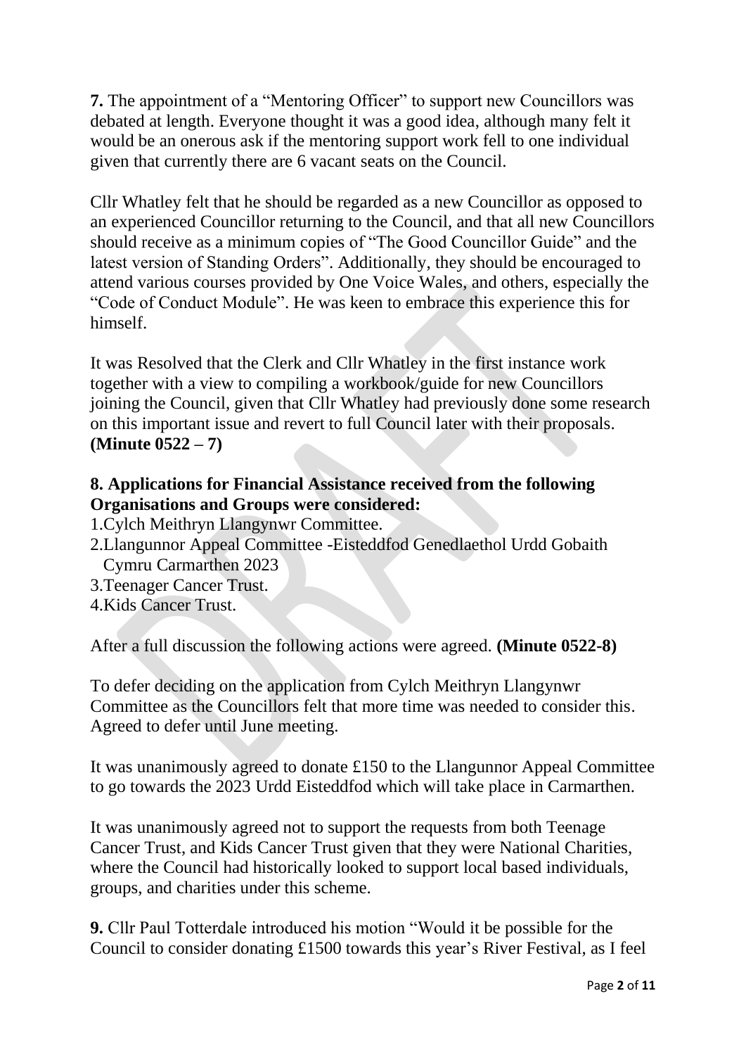**7.** The appointment of a "Mentoring Officer" to support new Councillors was debated at length. Everyone thought it was a good idea, although many felt it would be an onerous ask if the mentoring support work fell to one individual given that currently there are 6 vacant seats on the Council.

Cllr Whatley felt that he should be regarded as a new Councillor as opposed to an experienced Councillor returning to the Council, and that all new Councillors should receive as a minimum copies of "The Good Councillor Guide" and the latest version of Standing Orders". Additionally, they should be encouraged to attend various courses provided by One Voice Wales, and others, especially the "Code of Conduct Module". He was keen to embrace this experience this for himself.

It was Resolved that the Clerk and Cllr Whatley in the first instance work together with a view to compiling a workbook/guide for new Councillors joining the Council, given that Cllr Whatley had previously done some research on this important issue and revert to full Council later with their proposals. **(Minute 0522 – 7)**

**8. Applications for Financial Assistance received from the following Organisations and Groups were considered:**

1. Cylch Meithryn Llangynwr Committee.
2. Llangunnor Appeal Committee -Eisteddfod Genedlaethol Urdd Gobaith Cymru Carmarthen 2023
3. Teenager Cancer Trust.
4. Kids Cancer Trust.

After a full discussion the following actions were agreed. **(Minute 0522-8)**

To defer deciding on the application from Cylch Meithryn Llangynwr Committee as the Councillors felt that more time was needed to consider this. Agreed to defer until June meeting.

It was unanimously agreed to donate £150 to the Llangunnor Appeal Committee to go towards the 2023 Urdd Eisteddfod which will take place in Carmarthen.

It was unanimously agreed not to support the requests from both Teenage Cancer Trust, and Kids Cancer Trust given that they were National Charities, where the Council had historically looked to support local based individuals, groups, and charities under this scheme.

**9.** Cllr Paul Totterdale introduced his motion "Would it be possible for the Council to consider donating £1500 towards this year's River Festival, as I feel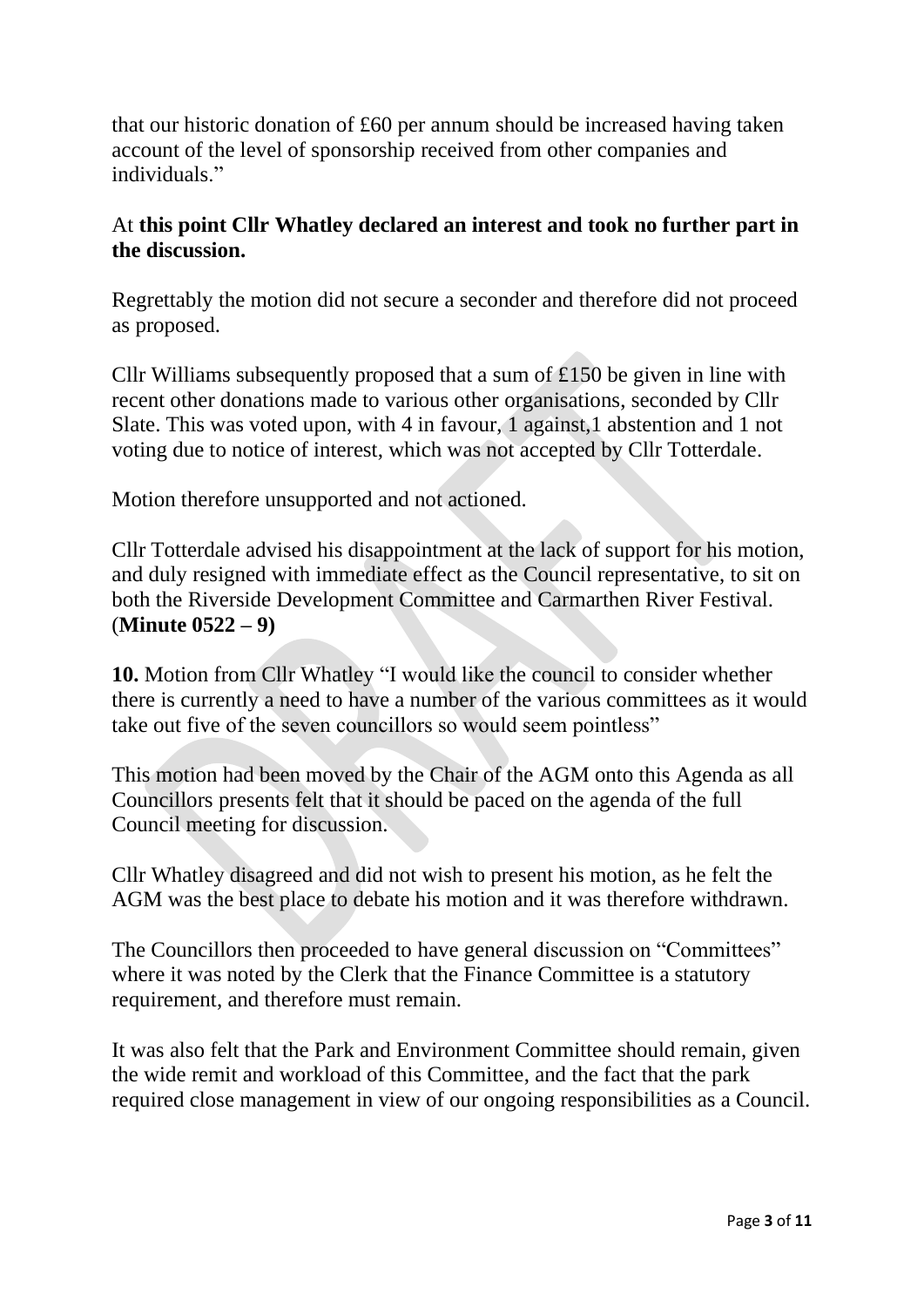that our historic donation of £60 per annum should be increased having taken account of the level of sponsorship received from other companies and individuals."

At **this point Cllr Whatley declared an interest and took no further part in the discussion.**

Regrettably the motion did not secure a seconder and therefore did not proceed as proposed.

Cllr Williams subsequently proposed that a sum of £150 be given in line with recent other donations made to various other organisations, seconded by Cllr Slate. This was voted upon, with 4 in favour, 1 against,1 abstention and 1 not voting due to notice of interest, which was not accepted by Cllr Totterdale.

Motion therefore unsupported and not actioned.

Cllr Totterdale advised his disappointment at the lack of support for his motion, and duly resigned with immediate effect as the Council representative, to sit on both the Riverside Development Committee and Carmarthen River Festival. (**Minute 0522 – 9)**

**10.** Motion from Cllr Whatley "I would like the council to consider whether there is currently a need to have a number of the various committees as it would take out five of the seven councillors so would seem pointless"

This motion had been moved by the Chair of the AGM onto this Agenda as all Councillors presents felt that it should be paced on the agenda of the full Council meeting for discussion.

Cllr Whatley disagreed and did not wish to present his motion, as he felt the AGM was the best place to debate his motion and it was therefore withdrawn.

The Councillors then proceeded to have general discussion on "Committees" where it was noted by the Clerk that the Finance Committee is a statutory requirement, and therefore must remain.

It was also felt that the Park and Environment Committee should remain, given the wide remit and workload of this Committee, and the fact that the park required close management in view of our ongoing responsibilities as a Council.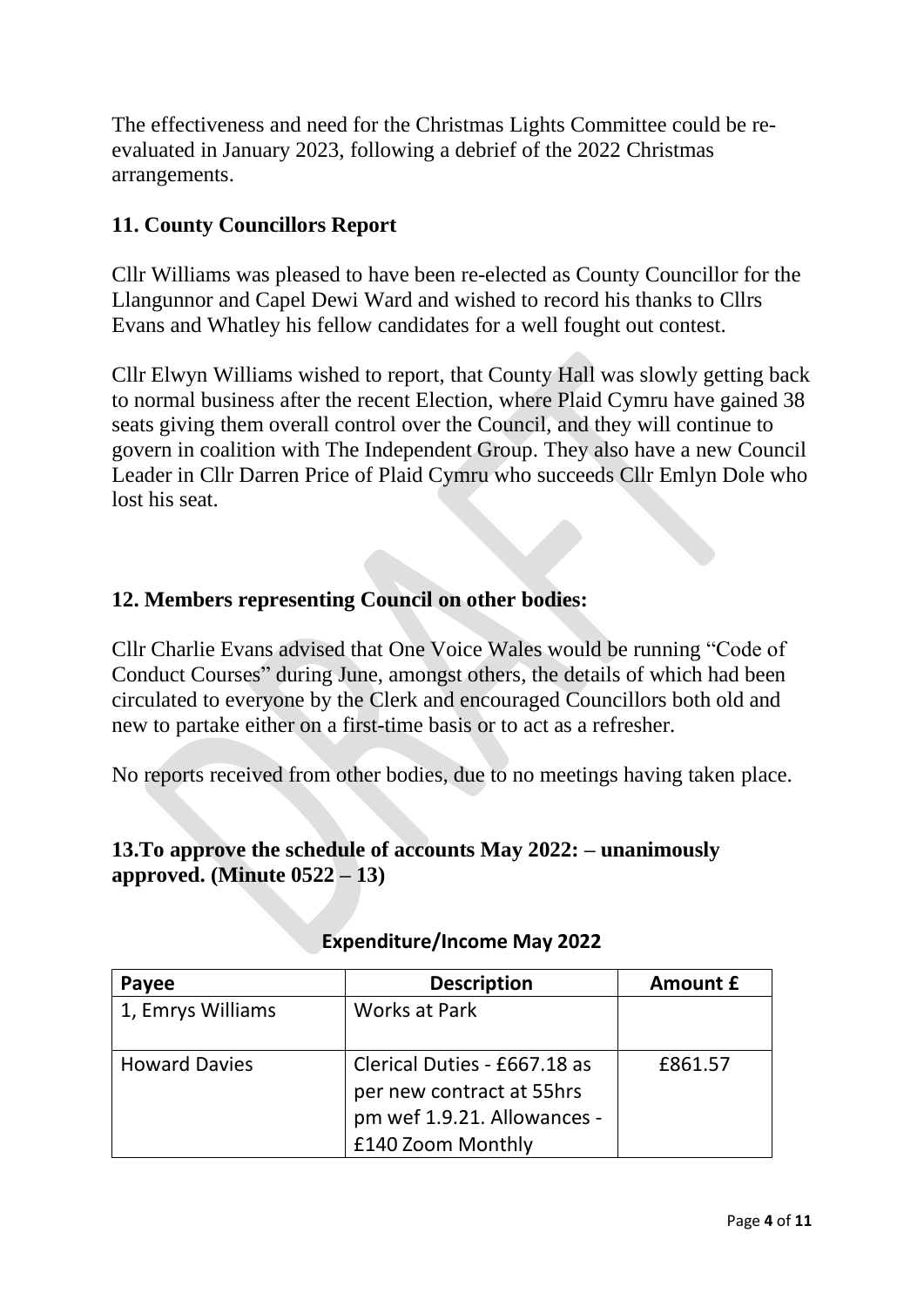The effectiveness and need for the Christmas Lights Committee could be re-evaluated in January 2023, following a debrief of the 2022 Christmas arrangements.

## 11. County Councillors Report

Cllr Williams was pleased to have been re-elected as County Councillor for the Llangunnor and Capel Dewi Ward and wished to record his thanks to Cllrs Evans and Whatley his fellow candidates for a well fought out contest.

Cllr Elwyn Williams wished to report, that County Hall was slowly getting back to normal business after the recent Election, where Plaid Cymru have gained 38 seats giving them overall control over the Council, and they will continue to govern in coalition with The Independent Group. They also have a new Council Leader in Cllr Darren Price of Plaid Cymru who succeeds Cllr Emlyn Dole who lost his seat.

## 12. Members representing Council on other bodies:

Cllr Charlie Evans advised that One Voice Wales would be running "Code of Conduct Courses" during June, amongst others, the details of which had been circulated to everyone by the Clerk and encouraged Councillors both old and new to partake either on a first-time basis or to act as a refresher.

No reports received from other bodies, due to no meetings having taken place.

## 13.To approve the schedule of accounts May 2022: – unanimously approved. (Minute 0522 – 13)

**Expenditure/Income May 2022**

| Payee | Description | Amount £ |
|---|---|---|
| 1, Emrys Williams | Works at Park | |
| Howard Davies | Clerical Duties - £667.18 as per new contract at 55hrs pm wef 1.9.21. Allowances - £140 Zoom Monthly | £861.57 |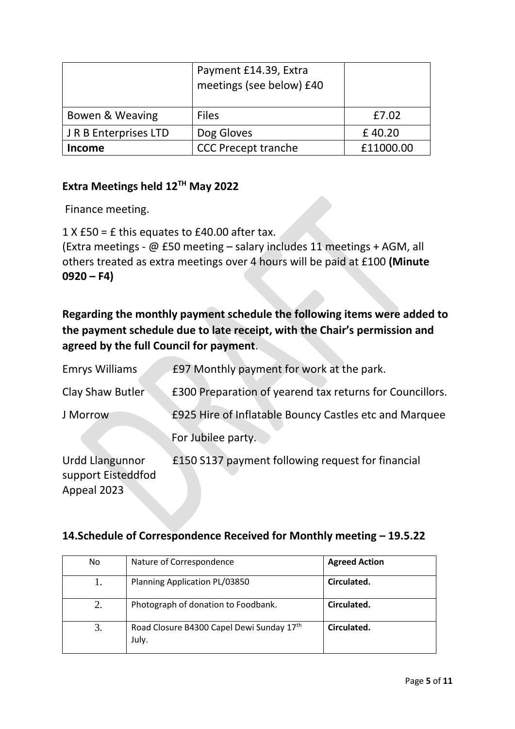| | | |
|---|---|---|
| | Payment £14.39, Extra meetings (see below) £40 | |
| Bowen & Weaving | Files | £7.02 |
| J R B Enterprises LTD | Dog Gloves | £ 40.20 |
| **Income** | CCC Precept tranche | £11000.00 |

## Extra Meetings held 12TH May 2022

Finance meeting.

1 X £50 = £ this equates to £40.00 after tax.
(Extra meetings - @ £50 meeting – salary includes 11 meetings + AGM, all others treated as extra meetings over 4 hours will be paid at £100 **(Minute 0920 – F4)**

**Regarding the monthly payment schedule the following items were added to the payment schedule due to late receipt, with the Chair's permission and agreed by the full Council for payment**.

Emrys Williams £97 Monthly payment for work at the park.

Clay Shaw Butler £300 Preparation of yearend tax returns for Councillors.

J Morrow £925 Hire of Inflatable Bouncy Castles etc and Marquee For Jubilee party.

Urdd Llangunnor support Eisteddfod Appeal 2023 £150 S137 payment following request for financial

## 14.Schedule of Correspondence Received for Monthly meeting – 19.5.22

| No | Nature of Correspondence | **Agreed Action** |
|---|---|---|
| 1. | Planning Application PL/03850 | **Circulated.** |
| 2. | Photograph of donation to Foodbank. | **Circulated.** |
| 3. | Road Closure B4300 Capel Dewi Sunday 17th July. | **Circulated.** |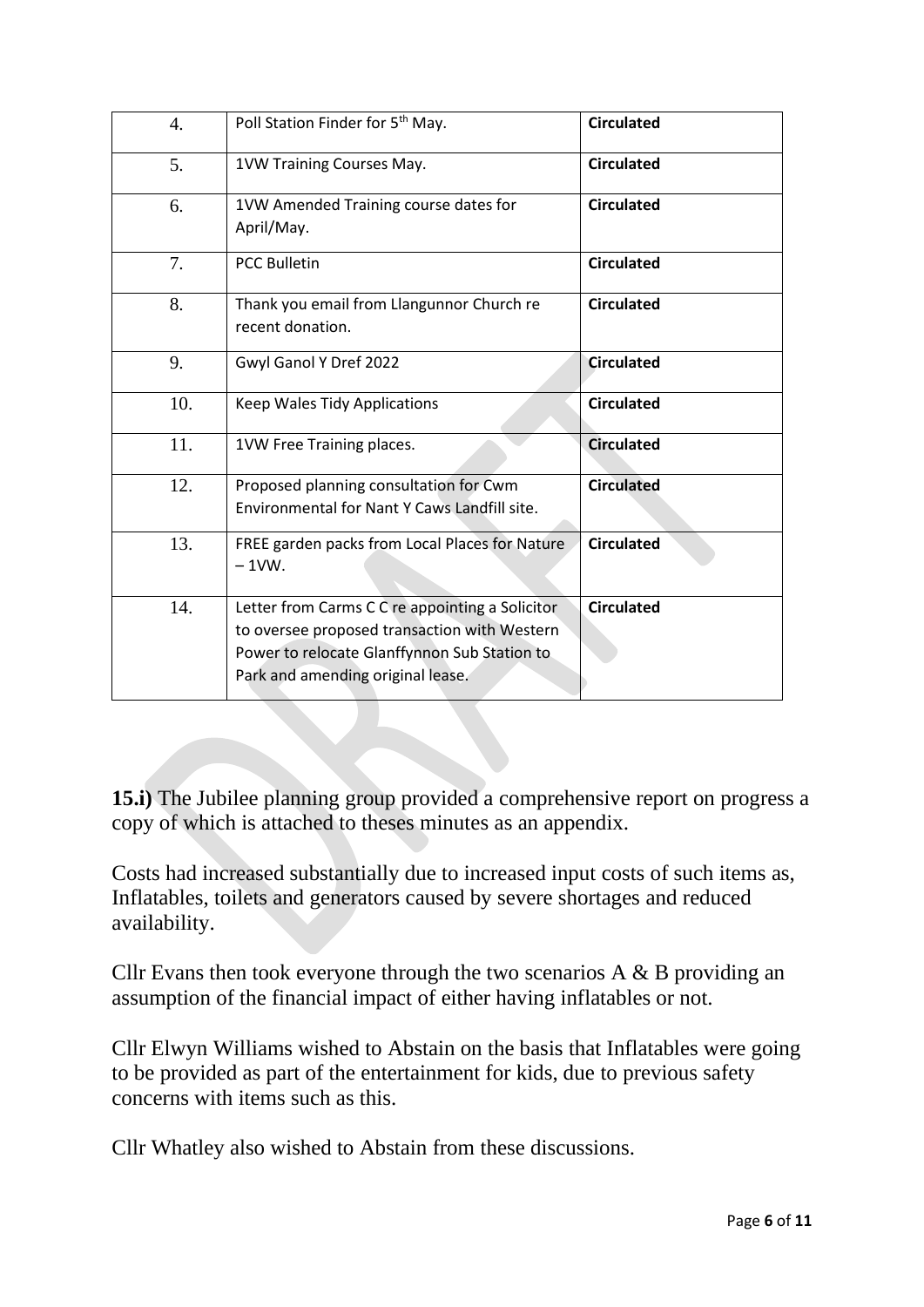| | | |
|---|---|---|
| 4. | Poll Station Finder for 5th May. | **Circulated** |
| 5. | 1VW Training Courses May. | **Circulated** |
| 6. | 1VW Amended Training course dates for April/May. | **Circulated** |
| 7. | PCC Bulletin | **Circulated** |
| 8. | Thank you email from Llangunnor Church re recent donation. | **Circulated** |
| 9. | Gwyl Ganol Y Dref 2022 | **Circulated** |
| 10. | Keep Wales Tidy Applications | **Circulated** |
| 11. | 1VW Free Training places. | **Circulated** |
| 12. | Proposed planning consultation for Cwm Environmental for Nant Y Caws Landfill site. | **Circulated** |
| 13. | FREE garden packs from Local Places for Nature – 1VW. | **Circulated** |
| 14. | Letter from Carms C C re appointing a Solicitor to oversee proposed transaction with Western Power to relocate Glanffynnon Sub Station to Park and amending original lease. | **Circulated** |

**15.i)** The Jubilee planning group provided a comprehensive report on progress a copy of which is attached to theses minutes as an appendix.

Costs had increased substantially due to increased input costs of such items as, Inflatables, toilets and generators caused by severe shortages and reduced availability.

Cllr Evans then took everyone through the two scenarios A & B providing an assumption of the financial impact of either having inflatables or not.

Cllr Elwyn Williams wished to Abstain on the basis that Inflatables were going to be provided as part of the entertainment for kids, due to previous safety concerns with items such as this.

Cllr Whatley also wished to Abstain from these discussions.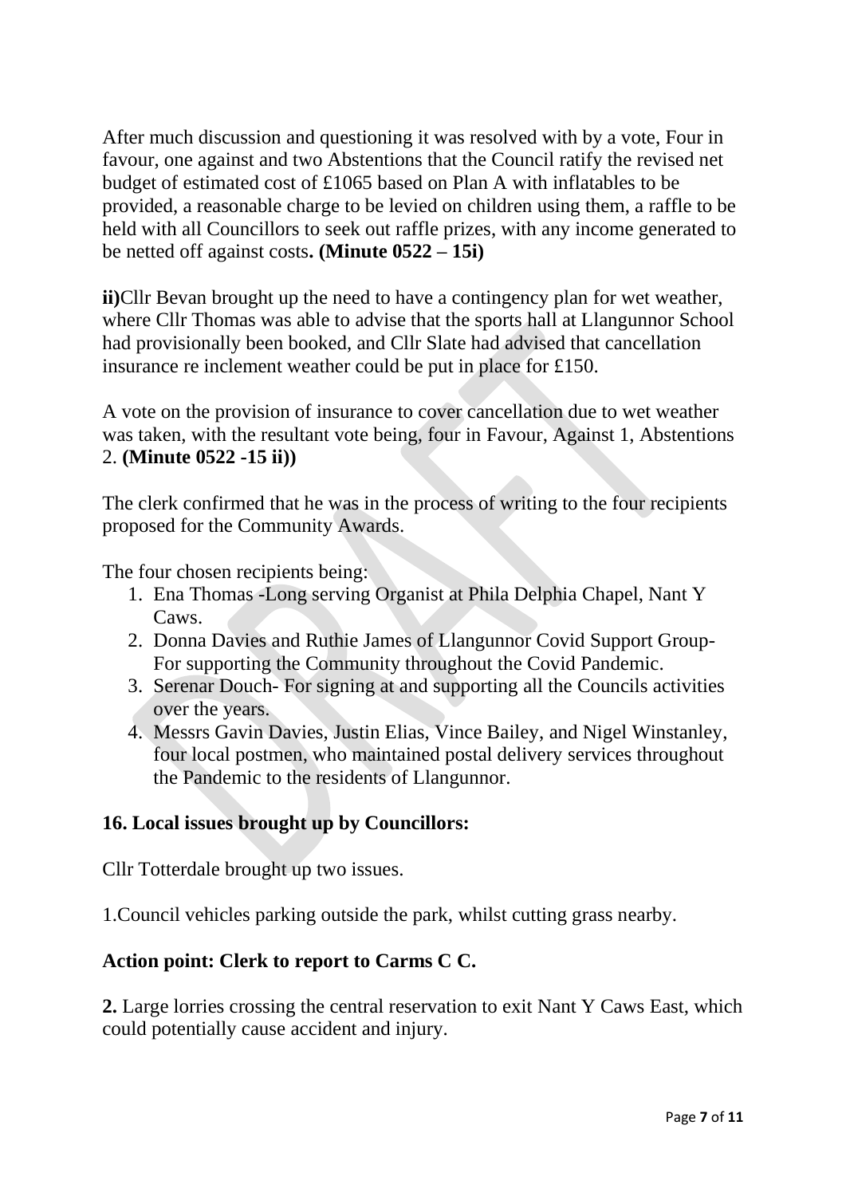After much discussion and questioning it was resolved with by a vote, Four in favour, one against and two Abstentions that the Council ratify the revised net budget of estimated cost of £1065 based on Plan A with inflatables to be provided, a reasonable charge to be levied on children using them, a raffle to be held with all Councillors to seek out raffle prizes, with any income generated to be netted off against costs**. (Minute 0522 – 15i)**

**ii)**Cllr Bevan brought up the need to have a contingency plan for wet weather, where Cllr Thomas was able to advise that the sports hall at Llangunnor School had provisionally been booked, and Cllr Slate had advised that cancellation insurance re inclement weather could be put in place for £150.

A vote on the provision of insurance to cover cancellation due to wet weather was taken, with the resultant vote being, four in Favour, Against 1, Abstentions 2. **(Minute 0522 -15 ii))**

The clerk confirmed that he was in the process of writing to the four recipients proposed for the Community Awards.

The four chosen recipients being:

1. Ena Thomas -Long serving Organist at Phila Delphia Chapel, Nant Y Caws.
2. Donna Davies and Ruthie James of Llangunnor Covid Support Group- For supporting the Community throughout the Covid Pandemic.
3. Serenar Douch- For signing at and supporting all the Councils activities over the years.
4. Messrs Gavin Davies, Justin Elias, Vince Bailey, and Nigel Winstanley, four local postmen, who maintained postal delivery services throughout the Pandemic to the residents of Llangunnor.

**16. Local issues brought up by Councillors:**

Cllr Totterdale brought up two issues.

1.Council vehicles parking outside the park, whilst cutting grass nearby.

**Action point: Clerk to report to Carms C C.**

**2.** Large lorries crossing the central reservation to exit Nant Y Caws East, which could potentially cause accident and injury.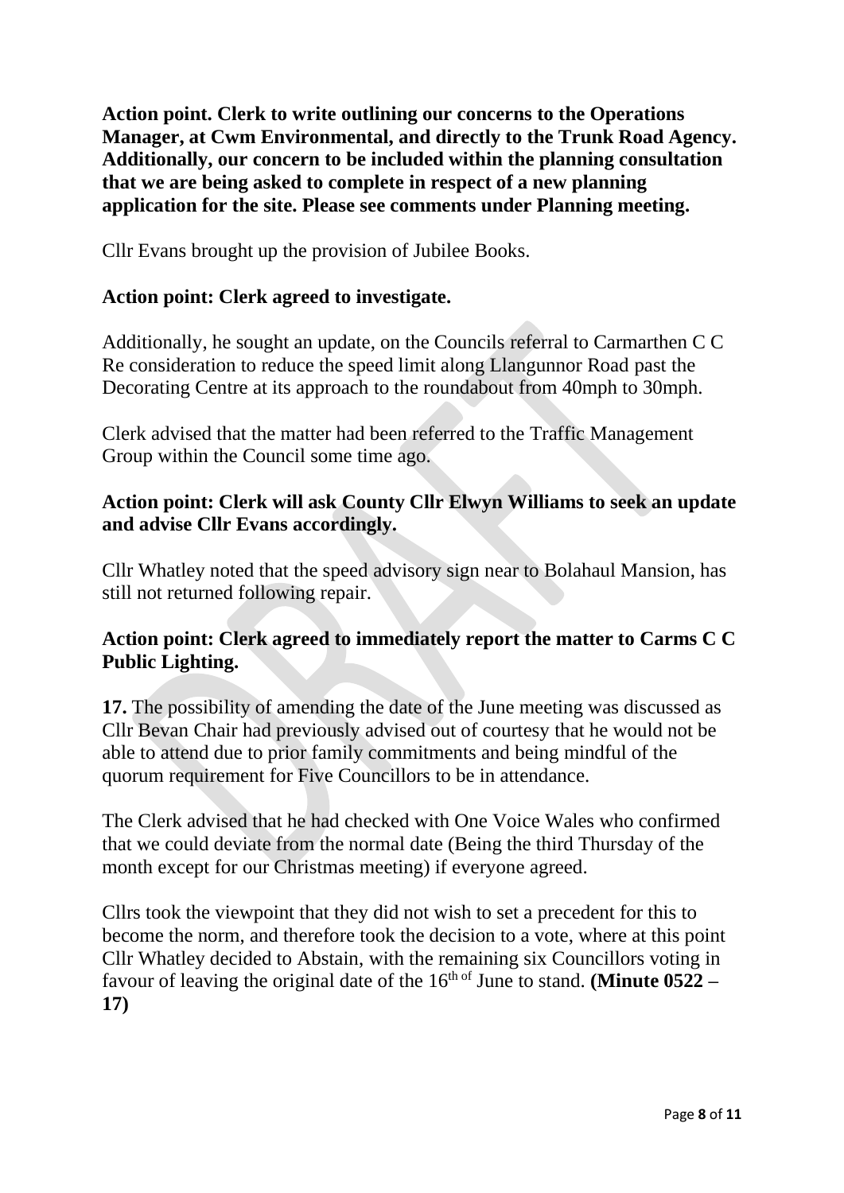**Action point. Clerk to write outlining our concerns to the Operations Manager, at Cwm Environmental, and directly to the Trunk Road Agency. Additionally, our concern to be included within the planning consultation that we are being asked to complete in respect of a new planning application for the site. Please see comments under Planning meeting.**

Cllr Evans brought up the provision of Jubilee Books.

**Action point: Clerk agreed to investigate.**

Additionally, he sought an update, on the Councils referral to Carmarthen C C Re consideration to reduce the speed limit along Llangunnor Road past the Decorating Centre at its approach to the roundabout from 40mph to 30mph.

Clerk advised that the matter had been referred to the Traffic Management Group within the Council some time ago.

**Action point: Clerk will ask County Cllr Elwyn Williams to seek an update and advise Cllr Evans accordingly.**

Cllr Whatley noted that the speed advisory sign near to Bolahaul Mansion, has still not returned following repair.

**Action point: Clerk agreed to immediately report the matter to Carms C C Public Lighting.**

**17.** The possibility of amending the date of the June meeting was discussed as Cllr Bevan Chair had previously advised out of courtesy that he would not be able to attend due to prior family commitments and being mindful of the quorum requirement for Five Councillors to be in attendance.

The Clerk advised that he had checked with One Voice Wales who confirmed that we could deviate from the normal date (Being the third Thursday of the month except for our Christmas meeting) if everyone agreed.

Cllrs took the viewpoint that they did not wish to set a precedent for this to become the norm, and therefore took the decision to a vote, where at this point Cllr Whatley decided to Abstain, with the remaining six Councillors voting in favour of leaving the original date of the 16th of June to stand. **(Minute 0522 – 17)**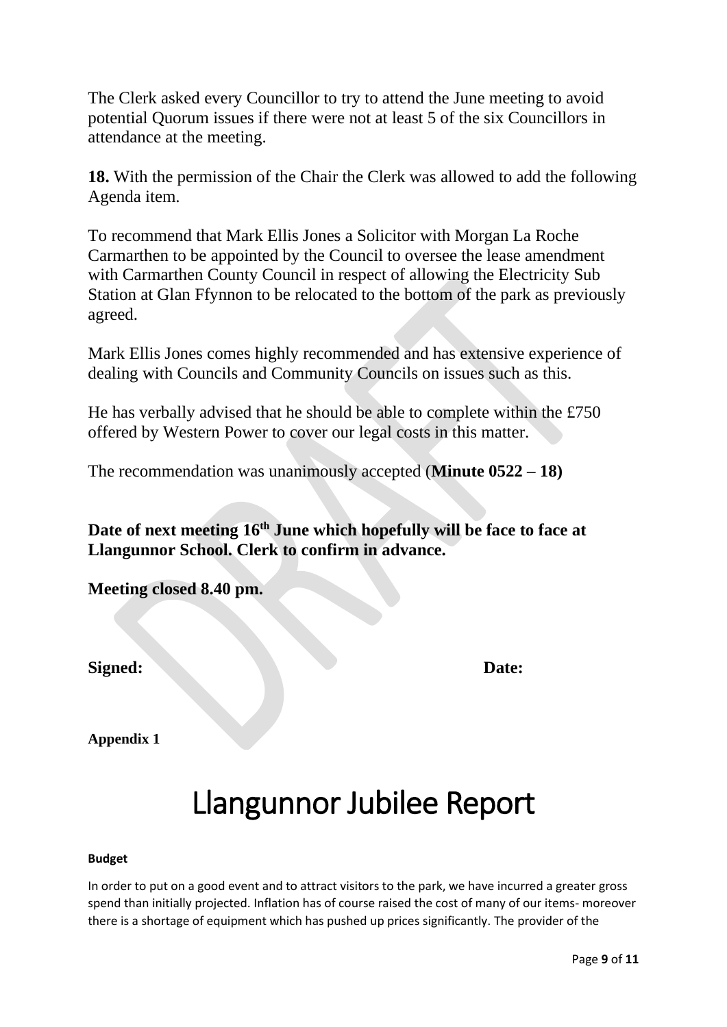The Clerk asked every Councillor to try to attend the June meeting to avoid potential Quorum issues if there were not at least 5 of the six Councillors in attendance at the meeting.

**18.** With the permission of the Chair the Clerk was allowed to add the following Agenda item.

To recommend that Mark Ellis Jones a Solicitor with Morgan La Roche Carmarthen to be appointed by the Council to oversee the lease amendment with Carmarthen County Council in respect of allowing the Electricity Sub Station at Glan Ffynnon to be relocated to the bottom of the park as previously agreed.

Mark Ellis Jones comes highly recommended and has extensive experience of dealing with Councils and Community Councils on issues such as this.

He has verbally advised that he should be able to complete within the £750 offered by Western Power to cover our legal costs in this matter.

The recommendation was unanimously accepted (**Minute 0522 – 18)**

**Date of next meeting 16th June which hopefully will be face to face at Llangunnor School. Clerk to confirm in advance.**

**Meeting closed 8.40 pm.**

**Signed:** **Date:**

**Appendix 1**

# Llangunnor Jubilee Report

**Budget**

In order to put on a good event and to attract visitors to the park, we have incurred a greater gross spend than initially projected. Inflation has of course raised the cost of many of our items- moreover there is a shortage of equipment which has pushed up prices significantly. The provider of the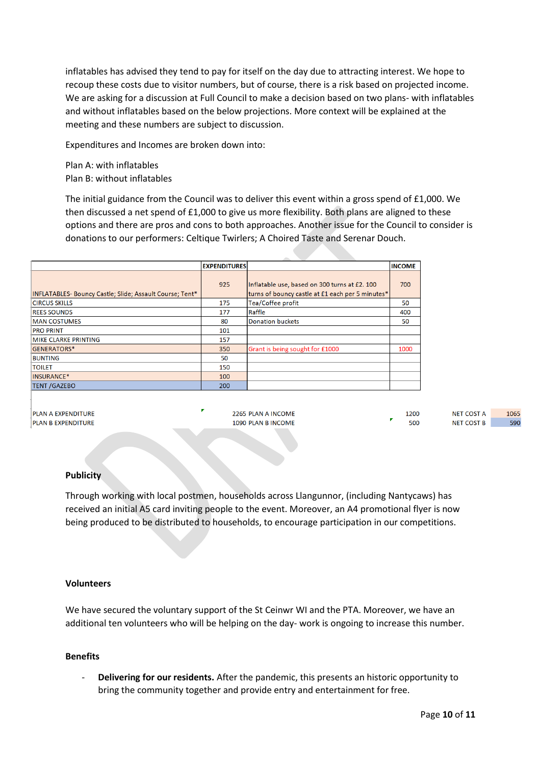inflatables has advised they tend to pay for itself on the day due to attracting interest. We hope to recoup these costs due to visitor numbers, but of course, there is a risk based on projected income. We are asking for a discussion at Full Council to make a decision based on two plans- with inflatables and without inflatables based on the below projections. More context will be explained at the meeting and these numbers are subject to discussion.

Expenditures and Incomes are broken down into:

Plan A: with inflatables
Plan B: without inflatables

The initial guidance from the Council was to deliver this event within a gross spend of £1,000. We then discussed a net spend of £1,000 to give us more flexibility. Both plans are aligned to these options and there are pros and cons to both approaches. Another issue for the Council to consider is donations to our performers: Celtique Twirlers; A Choired Taste and Serenar Douch.

| | EXPENDITURES | | INCOME |
|---|---|---|---|
| INFLATABLES- Bouncy Castle; Slide; Assault Course; Tent* | 925 | Inflatable use, based on 300 turns at £2. 100 turns of bouncy castle at £1 each per 5 minutes* | 700 |
| CIRCUS SKILLS | 175 | Tea/Coffee profit | 50 |
| REES SOUNDS | 177 | Raffle | 400 |
| MAN COSTUMES | 80 | Donation buckets | 50 |
| PRO PRINT | 101 | | |
| MIKE CLARKE PRINTING | 157 | | |
| GENERATORS* | 350 | Grant is being sought for £1000 | 1000 |
| BUNTING | 50 | | |
| TOILET | 150 | | |
| INSURANCE* | 100 | | |
| TENT /GAZEBO | 200 | | |

| | | | | | |
|---|---|---|---|---|---|
| PLAN A EXPENDITURE | 2265 | PLAN A INCOME | 1200 | NET COST A | 1065 |
| PLAN B EXPENDITURE | 1090 | PLAN B INCOME | 500 | NET COST B | 590 |

**Publicity**

Through working with local postmen, households across Llangunnor, (including Nantycaws) has received an initial A5 card inviting people to the event. Moreover, an A4 promotional flyer is now being produced to be distributed to households, to encourage participation in our competitions.

**Volunteers**

We have secured the voluntary support of the St Ceinwr WI and the PTA. Moreover, we have an additional ten volunteers who will be helping on the day- work is ongoing to increase this number.

**Benefits**

- **Delivering for our residents.** After the pandemic, this presents an historic opportunity to bring the community together and provide entry and entertainment for free.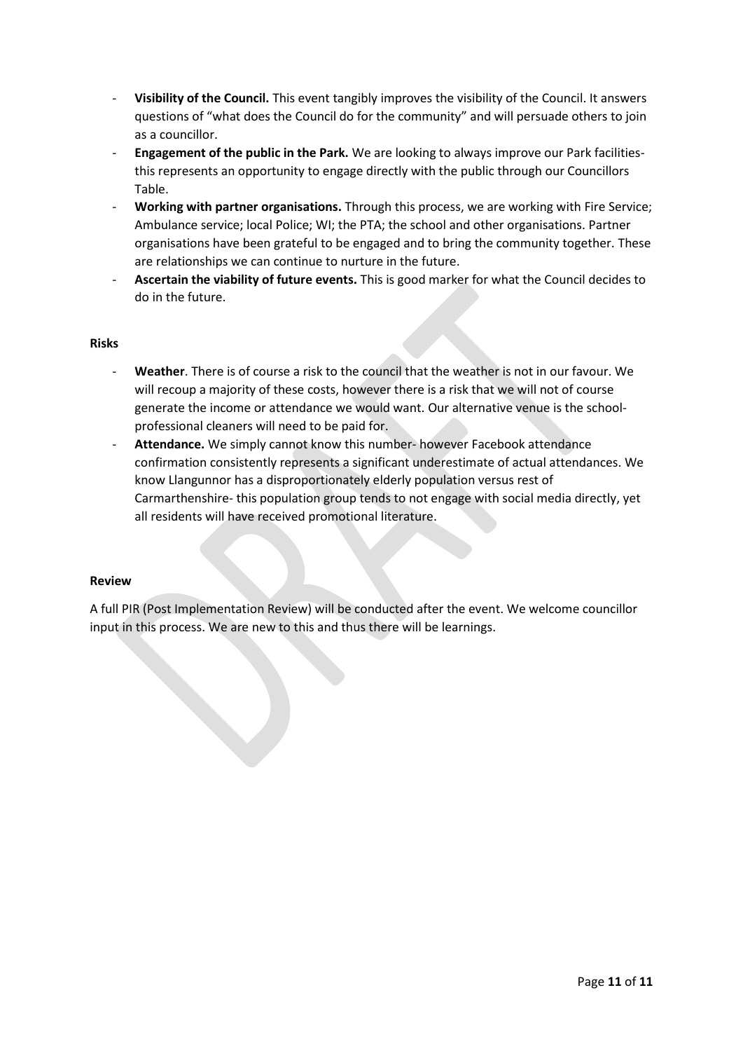- **Visibility of the Council.** This event tangibly improves the visibility of the Council. It answers questions of "what does the Council do for the community" and will persuade others to join as a councillor.
- **Engagement of the public in the Park.** We are looking to always improve our Park facilities- this represents an opportunity to engage directly with the public through our Councillors Table.
- **Working with partner organisations.** Through this process, we are working with Fire Service; Ambulance service; local Police; WI; the PTA; the school and other organisations. Partner organisations have been grateful to be engaged and to bring the community together. These are relationships we can continue to nurture in the future.
- **Ascertain the viability of future events.** This is good marker for what the Council decides to do in the future.

**Risks**

- **Weather**. There is of course a risk to the council that the weather is not in our favour. We will recoup a majority of these costs, however there is a risk that we will not of course generate the income or attendance we would want. Our alternative venue is the school- professional cleaners will need to be paid for.
- **Attendance.** We simply cannot know this number- however Facebook attendance confirmation consistently represents a significant underestimate of actual attendances. We know Llangunnor has a disproportionately elderly population versus rest of Carmarthenshire- this population group tends to not engage with social media directly, yet all residents will have received promotional literature.

**Review**

A full PIR (Post Implementation Review) will be conducted after the event. We welcome councillor input in this process. We are new to this and thus there will be learnings.